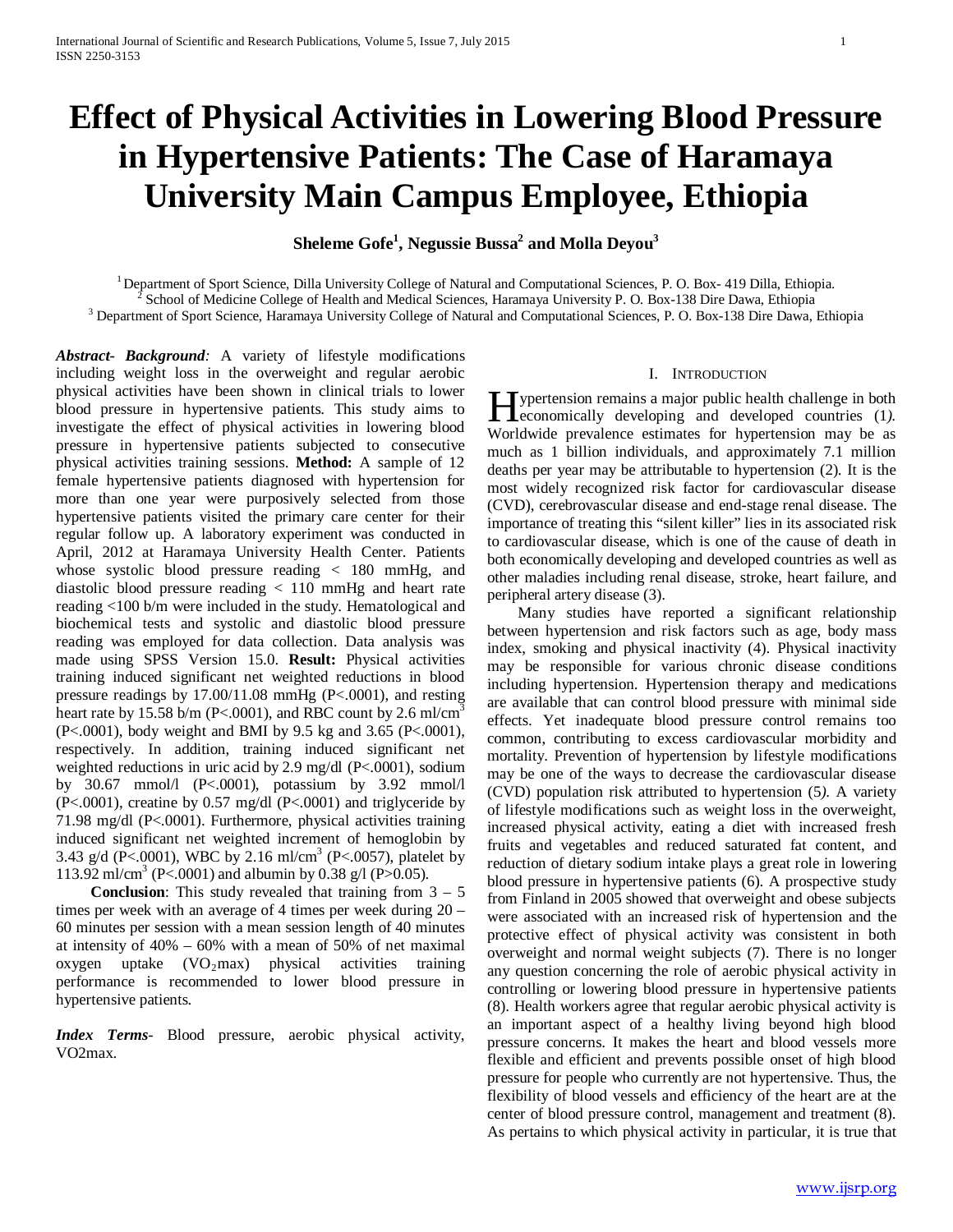# Effect of Physical Activities in Lowering Blood Pressure in Hypertensive Patients: The Case of Haramaya University Main Campus Employee, Ethiopia

**Sheleme Gofe[1], Negussie Bussa[2] and Molla Deyou[3]**

[1] Department of Sport Science, Dilla University College of Natural and Computational Sciences, P. O. Box- 419 Dilla, Ethiopia.
[2] School of Medicine College of Health and Medical Sciences, Haramaya University P. O. Box-138 Dire Dawa, Ethiopia
[3] Department of Sport Science, Haramaya University College of Natural and Computational Sciences, P. O. Box-138 Dire Dawa, Ethiopia

***Abstract- Background****:* A variety of lifestyle modifications including weight loss in the overweight and regular aerobic physical activities have been shown in clinical trials to lower blood pressure in hypertensive patients. This study aims to investigate the effect of physical activities in lowering blood pressure in hypertensive patients subjected to consecutive physical activities training sessions. **Method:** A sample of 12 female hypertensive patients diagnosed with hypertension for more than one year were purposively selected from those hypertensive patients visited the primary care center for their regular follow up. A laboratory experiment was conducted in April, 2012 at Haramaya University Health Center. Patients whose systolic blood pressure reading < 180 mmHg, and diastolic blood pressure reading < 110 mmHg and heart rate reading <100 b/m were included in the study. Hematological and biochemical tests and systolic and diastolic blood pressure reading was employed for data collection. Data analysis was made using SPSS Version 15.0. **Result:** Physical activities training induced significant net weighted reductions in blood pressure readings by 17.00/11.08 mmHg (P<.0001), and resting heart rate by 15.58 b/m (P<.0001), and RBC count by 2.6 ml/$cm^3$ (P<.0001), body weight and BMI by 9.5 kg and 3.65 (P<.0001), respectively. In addition, training induced significant net weighted reductions in uric acid by 2.9 mg/dl (P<.0001), sodium by 30.67 mmol/l (P<.0001), potassium by 3.92 mmol/l (P<.0001), creatine by 0.57 mg/dl (P<.0001) and triglyceride by 71.98 mg/dl (P<.0001). Furthermore, physical activities training induced significant net weighted increment of hemoglobin by 3.43 g/d (P<.0001), WBC by 2.16 ml/$cm^3$ (P<.0057), platelet by 113.92 ml/$cm^3$ (P<.0001) and albumin by 0.38 g/l (P>0.05).

**Conclusion**: This study revealed that training from 3 – 5 times per week with an average of 4 times per week during 20 – 60 minutes per session with a mean session length of 40 minutes at intensity of 40% – 60% with a mean of 50% of net maximal oxygen uptake ($VO_2max$) physical activities training performance is recommended to lower blood pressure in hypertensive patients.

***Index Terms****-* Blood pressure, aerobic physical activity, VO2max.

## I. Introduction

Hypertension remains a major public health challenge in both economically developing and developed countries (1*).* Worldwide prevalence estimates for hypertension may be as much as 1 billion individuals, and approximately 7.1 million deaths per year may be attributable to hypertension (2). It is the most widely recognized risk factor for cardiovascular disease (CVD), cerebrovascular disease and end-stage renal disease. The importance of treating this "silent killer" lies in its associated risk to cardiovascular disease, which is one of the cause of death in both economically developing and developed countries as well as other maladies including renal disease, stroke, heart failure, and peripheral artery disease (3).

Many studies have reported a significant relationship between hypertension and risk factors such as age, body mass index, smoking and physical inactivity (4). Physical inactivity may be responsible for various chronic disease conditions including hypertension. Hypertension therapy and medications are available that can control blood pressure with minimal side effects. Yet inadequate blood pressure control remains too common, contributing to excess cardiovascular morbidity and mortality. Prevention of hypertension by lifestyle modifications may be one of the ways to decrease the cardiovascular disease (CVD) population risk attributed to hypertension (5*).* A variety of lifestyle modifications such as weight loss in the overweight, increased physical activity, eating a diet with increased fresh fruits and vegetables and reduced saturated fat content, and reduction of dietary sodium intake plays a great role in lowering blood pressure in hypertensive patients (6). A prospective study from Finland in 2005 showed that overweight and obese subjects were associated with an increased risk of hypertension and the protective effect of physical activity was consistent in both overweight and normal weight subjects (7). There is no longer any question concerning the role of aerobic physical activity in controlling or lowering blood pressure in hypertensive patients (8). Health workers agree that regular aerobic physical activity is an important aspect of a healthy living beyond high blood pressure concerns. It makes the heart and blood vessels more flexible and efficient and prevents possible onset of high blood pressure for people who currently are not hypertensive. Thus, the flexibility of blood vessels and efficiency of the heart are at the center of blood pressure control, management and treatment (8). As pertains to which physical activity in particular, it is true that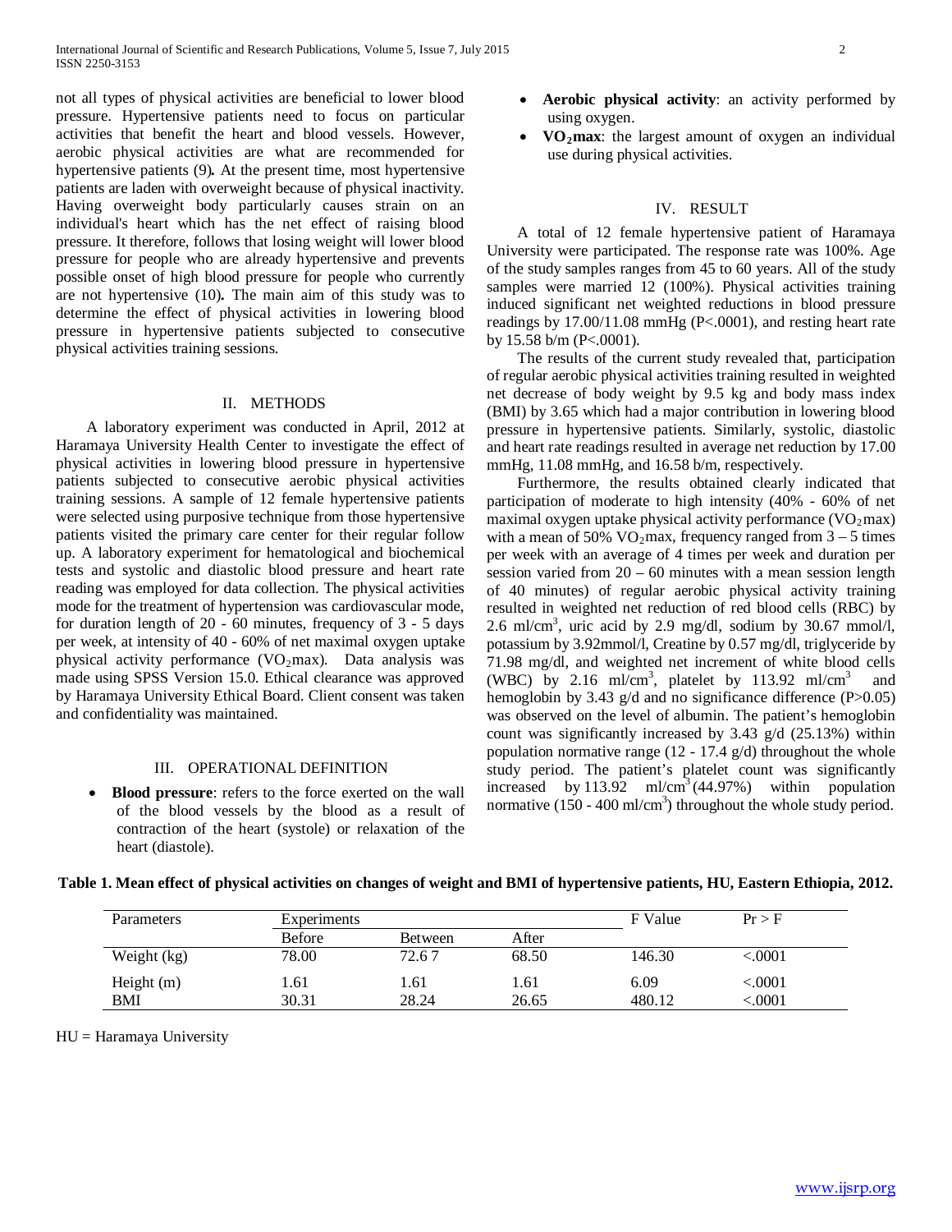not all types of physical activities are beneficial to lower blood pressure. Hypertensive patients need to focus on particular activities that benefit the heart and blood vessels. However, aerobic physical activities are what are recommended for hypertensive patients (9)**.** At the present time, most hypertensive patients are laden with overweight because of physical inactivity. Having overweight body particularly causes strain on an individual's heart which has the net effect of raising blood pressure. It therefore, follows that losing weight will lower blood pressure for people who are already hypertensive and prevents possible onset of high blood pressure for people who currently are not hypertensive (10)**.** The main aim of this study was to determine the effect of physical activities in lowering blood pressure in hypertensive patients subjected to consecutive physical activities training sessions.

## II. METHODS

A laboratory experiment was conducted in April, 2012 at Haramaya University Health Center to investigate the effect of physical activities in lowering blood pressure in hypertensive patients subjected to consecutive aerobic physical activities training sessions. A sample of 12 female hypertensive patients were selected using purposive technique from those hypertensive patients visited the primary care center for their regular follow up. A laboratory experiment for hematological and biochemical tests and systolic and diastolic blood pressure and heart rate reading was employed for data collection. The physical activities mode for the treatment of hypertension was cardiovascular mode, for duration length of 20 - 60 minutes, frequency of 3 - 5 days per week, at intensity of 40 - 60% of net maximal oxygen uptake physical activity performance ($VO_2$max). Data analysis was made using SPSS Version 15.0. Ethical clearance was approved by Haramaya University Ethical Board. Client consent was taken and confidentiality was maintained.

## III. OPERATIONAL DEFINITION

- **Blood pressure**: refers to the force exerted on the wall of the blood vessels by the blood as a result of contraction of the heart (systole) or relaxation of the heart (diastole).
- **Aerobic physical activity**: an activity performed by using oxygen.
- **$VO_2$max**: the largest amount of oxygen an individual use during physical activities.

## IV. RESULT

A total of 12 female hypertensive patient of Haramaya University were participated. The response rate was 100%. Age of the study samples ranges from 45 to 60 years. All of the study samples were married 12 (100%). Physical activities training induced significant net weighted reductions in blood pressure readings by 17.00/11.08 mmHg (P<.0001), and resting heart rate by 15.58 b/m (P<.0001).

The results of the current study revealed that, participation of regular aerobic physical activities training resulted in weighted net decrease of body weight by 9.5 kg and body mass index (BMI) by 3.65 which had a major contribution in lowering blood pressure in hypertensive patients. Similarly, systolic, diastolic and heart rate readings resulted in average net reduction by 17.00 mmHg, 11.08 mmHg, and 16.58 b/m, respectively.

Furthermore, the results obtained clearly indicated that participation of moderate to high intensity (40% - 60% of net maximal oxygen uptake physical activity performance ($VO_2$max) with a mean of 50% $VO_2$max, frequency ranged from 3 – 5 times per week with an average of 4 times per week and duration per session varied from 20 – 60 minutes with a mean session length of 40 minutes) of regular aerobic physical activity training resulted in weighted net reduction of red blood cells (RBC) by 2.6 ml/cm$^3$, uric acid by 2.9 mg/dl, sodium by 30.67 mmol/l, potassium by 3.92mmol/l, Creatine by 0.57 mg/dl, triglyceride by 71.98 mg/dl, and weighted net increment of white blood cells (WBC) by 2.16 ml/cm$^3$, platelet by 113.92 ml/cm$^3$ and hemoglobin by 3.43 g/d and no significance difference (P>0.05) was observed on the level of albumin. The patient's hemoglobin count was significantly increased by 3.43 g/d (25.13%) within population normative range (12 - 17.4 g/d) throughout the whole study period. The patient's platelet count was significantly increased by 113.92 ml/cm$^3$ (44.97%) within population normative (150 - 400 ml/cm$^3$) throughout the whole study period.

**Table 1. Mean effect of physical activities on changes of weight and BMI of hypertensive patients, HU, Eastern Ethiopia, 2012.**

| Parameters | Experiments | | | F Value | Pr > F |
|---|---|---|---|---|---|
| | Before | Between | After | | |
| Weight (kg) | 78.00 | 72.6 7 | 68.50 | 146.30 | <.0001 |
| Height (m) | 1.61 | 1.61 | 1.61 | 6.09 | <.0001 |
| BMI | 30.31 | 28.24 | 26.65 | 480.12 | <.0001 |

HU = Haramaya University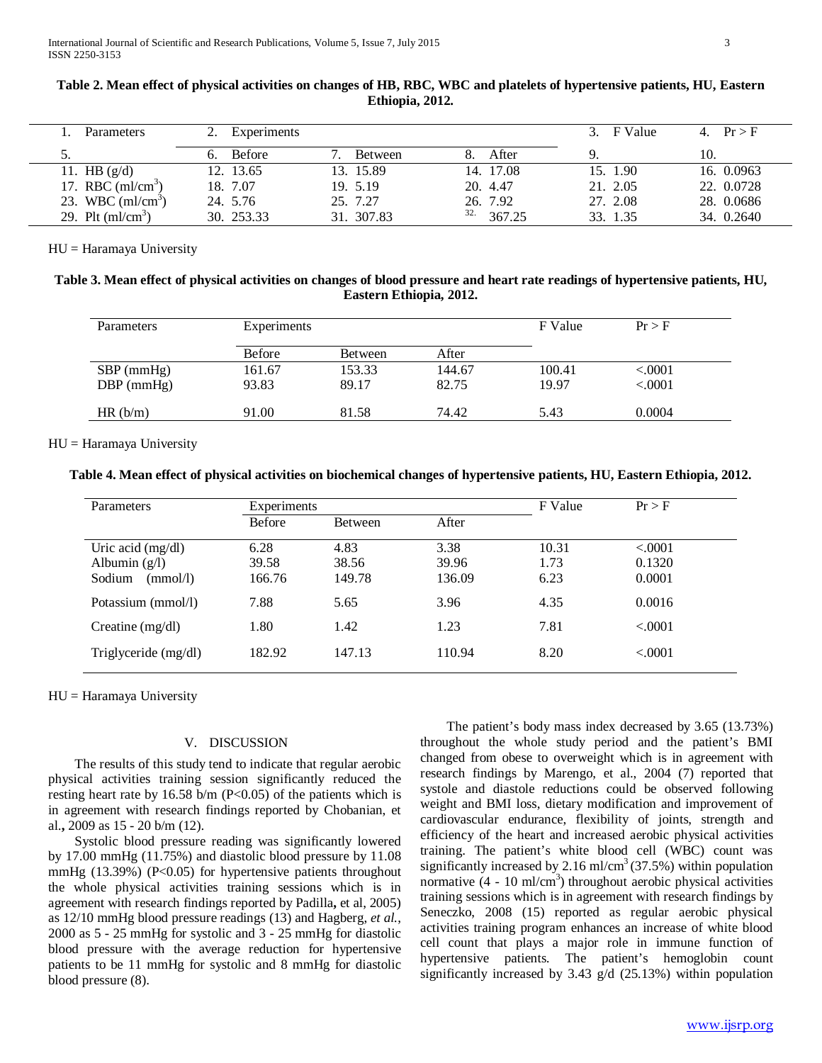**Table 2. Mean effect of physical activities on changes of HB, RBC, WBC and platelets of hypertensive patients, HU, Eastern Ethiopia, 2012.**

| 1. Parameters | 2. Experiments | | | 3. F Value | 4. Pr > F |
|---|---|---|---|---|---|
| 5. | 6. Before | 7. Between | 8. After | 9. | 10. |
| 11. HB (g/d) | 12. 13.65 | 13. 15.89 | 14. 17.08 | 15. 1.90 | 16. 0.0963 |
| 17. RBC (ml/cm$^3$) | 18. 7.07 | 19. 5.19 | 20. 4.47 | 21. 2.05 | 22. 0.0728 |
| 23. WBC (ml/cm$^3$) | 24. 5.76 | 25. 7.27 | 26. 7.92 | 27. 2.08 | 28. 0.0686 |
| 29. Plt (ml/cm$^3$) | 30. 253.33 | 31. 307.83 | 32. 367.25 | 33. 1.35 | 34. 0.2640 |

HU = Haramaya University

**Table 3. Mean effect of physical activities on changes of blood pressure and heart rate readings of hypertensive patients, HU, Eastern Ethiopia, 2012.**

| Parameters | Experiments | | | F Value | Pr > F |
|---|---|---|---|---|---|
| | Before | Between | After | | |
| SBP (mmHg) | 161.67 | 153.33 | 144.67 | 100.41 | <.0001 |
| DBP (mmHg) | 93.83 | 89.17 | 82.75 | 19.97 | <.0001 |
| HR (b/m) | 91.00 | 81.58 | 74.42 | 5.43 | 0.0004 |

HU = Haramaya University

**Table 4. Mean effect of physical activities on biochemical changes of hypertensive patients, HU, Eastern Ethiopia, 2012.**

| Parameters | Experiments | | | F Value | Pr > F |
|---|---|---|---|---|---|
| | Before | Between | After | | |
| Uric acid (mg/dl) | 6.28 | 4.83 | 3.38 | 10.31 | <.0001 |
| Albumin (g/l) | 39.58 | 38.56 | 39.96 | 1.73 | 0.1320 |
| Sodium (mmol/l) | 166.76 | 149.78 | 136.09 | 6.23 | 0.0001 |
| Potassium (mmol/l) | 7.88 | 5.65 | 3.96 | 4.35 | 0.0016 |
| Creatine (mg/dl) | 1.80 | 1.42 | 1.23 | 7.81 | <.0001 |
| Triglyceride (mg/dl) | 182.92 | 147.13 | 110.94 | 8.20 | <.0001 |

HU = Haramaya University

## V. DISCUSSION

The results of this study tend to indicate that regular aerobic physical activities training session significantly reduced the resting heart rate by 16.58 b/m ($P<0.05$) of the patients which is in agreement with research findings reported by Chobanian, et al**.,** 2009 as 15 - 20 b/m (12).

Systolic blood pressure reading was significantly lowered by 17.00 mmHg (11.75%) and diastolic blood pressure by 11.08 mmHg (13.39%) ($P<0.05$) for hypertensive patients throughout the whole physical activities training sessions which is in agreement with research findings reported by Padilla**,** et al, 2005) as 12/10 mmHg blood pressure readings (13) and Hagberg, *et al.*, 2000 as 5 - 25 mmHg for systolic and 3 - 25 mmHg for diastolic blood pressure with the average reduction for hypertensive patients to be 11 mmHg for systolic and 8 mmHg for diastolic blood pressure (8).

The patient's body mass index decreased by 3.65 (13.73%) throughout the whole study period and the patient's BMI changed from obese to overweight which is in agreement with research findings by Marengo, et al., 2004 (7) reported that systole and diastole reductions could be observed following weight and BMI loss, dietary modification and improvement of cardiovascular endurance, flexibility of joints, strength and efficiency of the heart and increased aerobic physical activities training. The patient's white blood cell (WBC) count was significantly increased by 2.16 ml/cm$^3$ (37.5%) within population normative (4 - 10 ml/cm$^3$) throughout aerobic physical activities training sessions which is in agreement with research findings by Seneczko, 2008 (15) reported as regular aerobic physical activities training program enhances an increase of white blood cell count that plays a major role in immune function of hypertensive patients. The patient's hemoglobin count significantly increased by 3.43 g/d (25.13%) within population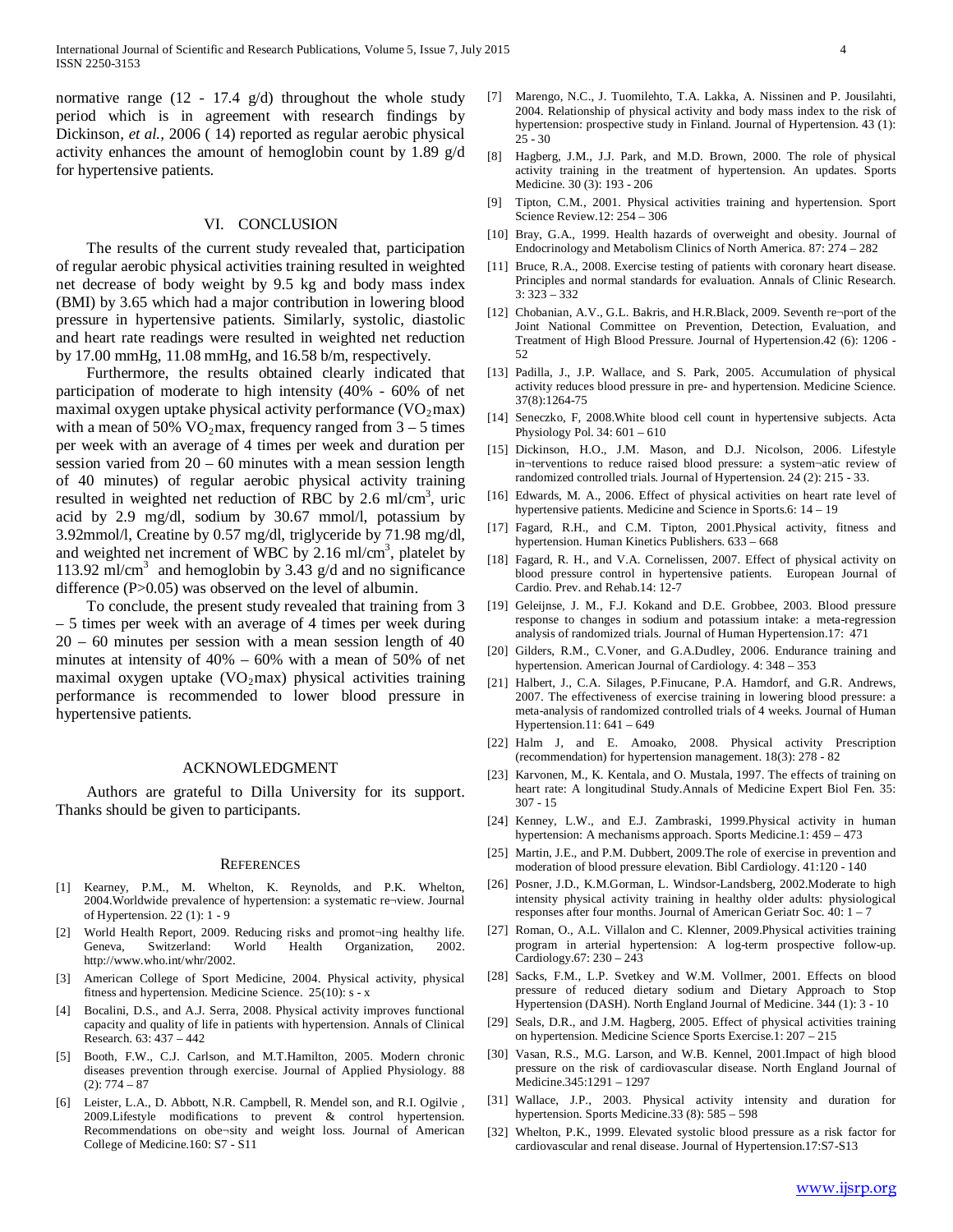normative range (12 - 17.4 g/d) throughout the whole study period which is in agreement with research findings by Dickinson, *et al.,* 2006 ( 14) reported as regular aerobic physical activity enhances the amount of hemoglobin count by 1.89 g/d for hypertensive patients.

## VI. CONCLUSION

The results of the current study revealed that, participation of regular aerobic physical activities training resulted in weighted net decrease of body weight by 9.5 kg and body mass index (BMI) by 3.65 which had a major contribution in lowering blood pressure in hypertensive patients. Similarly, systolic, diastolic and heart rate readings were resulted in weighted net reduction by 17.00 mmHg, 11.08 mmHg, and 16.58 b/m, respectively.

Furthermore, the results obtained clearly indicated that participation of moderate to high intensity (40% - 60% of net maximal oxygen uptake physical activity performance ($VO_2$max) with a mean of 50% $VO_2$max, frequency ranged from 3 – 5 times per week with an average of 4 times per week and duration per session varied from 20 – 60 minutes with a mean session length of 40 minutes) of regular aerobic physical activity training resulted in weighted net reduction of RBC by 2.6 ml/cm$^3$, uric acid by 2.9 mg/dl, sodium by 30.67 mmol/l, potassium by 3.92mmol/l, Creatine by 0.57 mg/dl, triglyceride by 71.98 mg/dl, and weighted net increment of WBC by 2.16 ml/cm$^3$, platelet by 113.92 ml/cm$^3$ and hemoglobin by 3.43 g/d and no significance difference (P>0.05) was observed on the level of albumin.

To conclude, the present study revealed that training from 3 – 5 times per week with an average of 4 times per week during 20 – 60 minutes per session with a mean session length of 40 minutes at intensity of 40% – 60% with a mean of 50% of net maximal oxygen uptake ($VO_2$max) physical activities training performance is recommended to lower blood pressure in hypertensive patients.

## ACKNOWLEDGMENT

Authors are grateful to Dilla University for its support. Thanks should be given to participants.

## REFERENCES

[1] Kearney, P.M., M. Whelton, K. Reynolds, and P.K. Whelton, 2004.Worldwide prevalence of hypertension: a systematic re¬view. Journal of Hypertension. 22 (1): 1 - 9

[2] World Health Report, 2009. Reducing risks and promot¬ing healthy life. Geneva, Switzerland: World Health Organization, 2002. http://www.who.int/whr/2002.

[3] American College of Sport Medicine, 2004. Physical activity, physical fitness and hypertension. Medicine Science. 25(10): s - x

[4] Bocalini, D.S., and A.J. Serra, 2008. Physical activity improves functional capacity and quality of life in patients with hypertension. Annals of Clinical Research. 63: 437 – 442

[5] Booth, F.W., C.J. Carlson, and M.T.Hamilton, 2005. Modern chronic diseases prevention through exercise. Journal of Applied Physiology. 88 (2): 774 – 87

[6] Leister, L.A., D. Abbott, N.R. Campbell, R. Mendel son, and R.I. Ogilvie , 2009.Lifestyle modifications to prevent & control hypertension. Recommendations on obe¬sity and weight loss. Journal of American College of Medicine.160: S7 - S11

[7] Marengo, N.C., J. Tuomilehto, T.A. Lakka, A. Nissinen and P. Jousilahti, 2004. Relationship of physical activity and body mass index to the risk of hypertension: prospective study in Finland. Journal of Hypertension. 43 (1): 25 - 30

[8] Hagberg, J.M., J.J. Park, and M.D. Brown, 2000. The role of physical activity training in the treatment of hypertension. An updates. Sports Medicine. 30 (3): 193 - 206

[9] Tipton, C.M., 2001. Physical activities training and hypertension. Sport Science Review.12: 254 – 306

[10] Bray, G.A., 1999. Health hazards of overweight and obesity. Journal of Endocrinology and Metabolism Clinics of North America. 87: 274 – 282

[11] Bruce, R.A., 2008. Exercise testing of patients with coronary heart disease. Principles and normal standards for evaluation. Annals of Clinic Research. 3: 323 – 332

[12] Chobanian, A.V., G.L. Bakris, and H.R.Black, 2009. Seventh re¬port of the Joint National Committee on Prevention, Detection, Evaluation, and Treatment of High Blood Pressure. Journal of Hypertension.42 (6): 1206 - 52

[13] Padilla, J., J.P. Wallace, and S. Park, 2005. Accumulation of physical activity reduces blood pressure in pre- and hypertension. Medicine Science. 37(8):1264-75

[14] Seneczko, F, 2008.White blood cell count in hypertensive subjects. Acta Physiology Pol. 34: 601 – 610

[15] Dickinson, H.O., J.M. Mason, and D.J. Nicolson, 2006. Lifestyle in¬terventions to reduce raised blood pressure: a system¬atic review of randomized controlled trials. Journal of Hypertension. 24 (2): 215 - 33.

[16] Edwards, M. A., 2006. Effect of physical activities on heart rate level of hypertensive patients. Medicine and Science in Sports.6: 14 – 19

[17] Fagard, R.H., and C.M. Tipton, 2001.Physical activity, fitness and hypertension. Human Kinetics Publishers. 633 – 668

[18] Fagard, R. H., and V.A. Cornelissen, 2007. Effect of physical activity on blood pressure control in hypertensive patients. European Journal of Cardio. Prev. and Rehab.14: 12-7

[19] Geleijnse, J. M., F.J. Kokand and D.E. Grobbee, 2003. Blood pressure response to changes in sodium and potassium intake: a meta-regression analysis of randomized trials. Journal of Human Hypertension.17: 471

[20] Gilders, R.M., C.Voner, and G.A.Dudley, 2006. Endurance training and hypertension. American Journal of Cardiology. 4: 348 – 353

[21] Halbert, J., C.A. Silages, P.Finucane, P.A. Hamdorf, and G.R. Andrews, 2007. The effectiveness of exercise training in lowering blood pressure: a meta-analysis of randomized controlled trials of 4 weeks. Journal of Human Hypertension.11: 641 – 649

[22] Halm J, and E. Amoako, 2008. Physical activity Prescription (recommendation) for hypertension management. 18(3): 278 - 82

[23] Karvonen, M., K. Kentala, and O. Mustala, 1997. The effects of training on heart rate: A longitudinal Study.Annals of Medicine Expert Biol Fen. 35: 307 - 15

[24] Kenney, L.W., and E.J. Zambraski, 1999.Physical activity in human hypertension: A mechanisms approach. Sports Medicine.1: 459 – 473

[25] Martin, J.E., and P.M. Dubbert, 2009.The role of exercise in prevention and moderation of blood pressure elevation. Bibl Cardiology. 41:120 - 140

[26] Posner, J.D., K.M.Gorman, L. Windsor-Landsberg, 2002.Moderate to high intensity physical activity training in healthy older adults: physiological responses after four months. Journal of American Geriatr Soc. 40: 1 – 7

[27] Roman, O., A.L. Villalon and C. Klenner, 2009.Physical activities training program in arterial hypertension: A log-term prospective follow-up. Cardiology.67: 230 – 243

[28] Sacks, F.M., L.P. Svetkey and W.M. Vollmer, 2001. Effects on blood pressure of reduced dietary sodium and Dietary Approach to Stop Hypertension (DASH). North England Journal of Medicine. 344 (1): 3 - 10

[29] Seals, D.R., and J.M. Hagberg, 2005. Effect of physical activities training on hypertension. Medicine Science Sports Exercise.1: 207 – 215

[30] Vasan, R.S., M.G. Larson, and W.B. Kennel, 2001.Impact of high blood pressure on the risk of cardiovascular disease. North England Journal of Medicine.345:1291 – 1297

[31] Wallace, J.P., 2003. Physical activity intensity and duration for hypertension. Sports Medicine.33 (8): 585 – 598

[32] Whelton, P.K., 1999. Elevated systolic blood pressure as a risk factor for cardiovascular and renal disease. Journal of Hypertension.17:S7-S13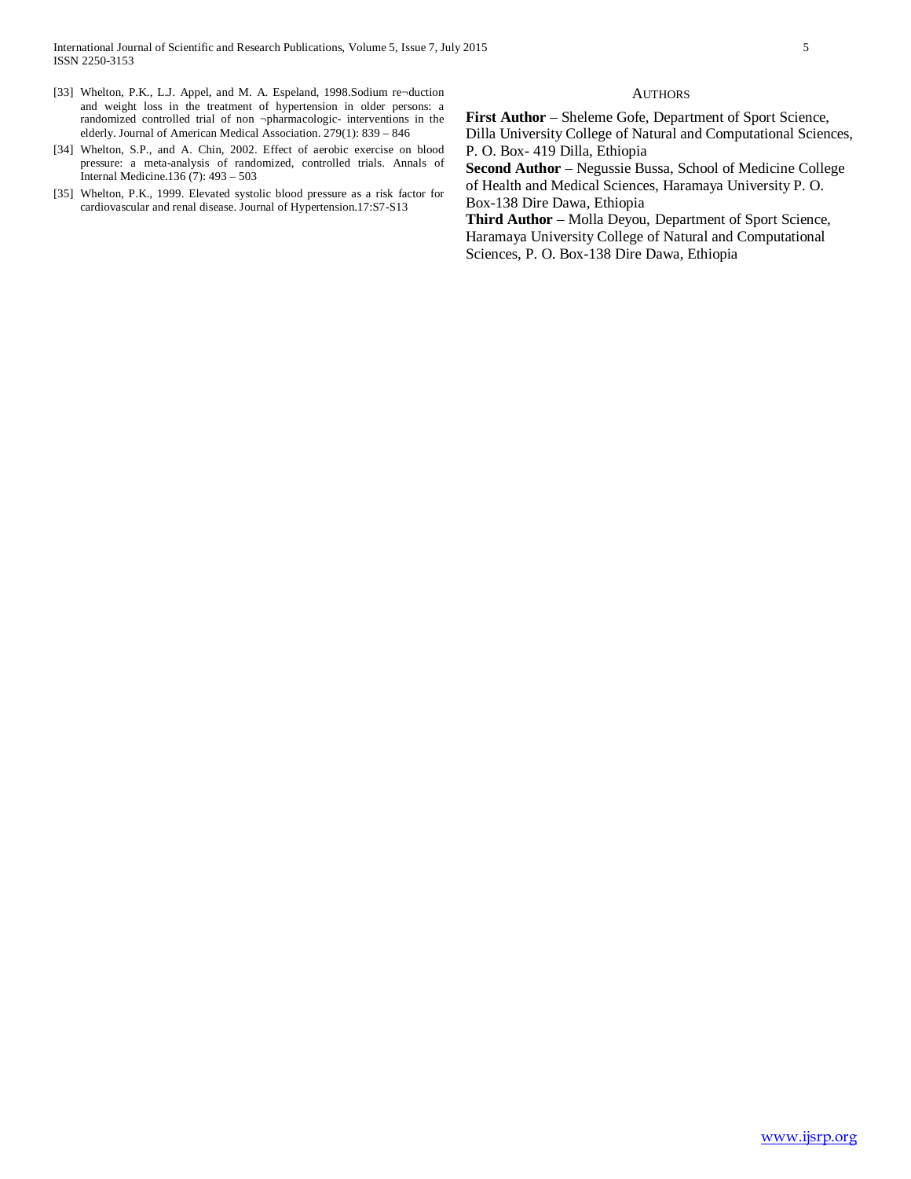[33] Whelton, P.K., L.J. Appel, and M. A. Espeland, 1998.Sodium re¬duction and weight loss in the treatment of hypertension in older persons: a randomized controlled trial of non ¬pharmacologic- interventions in the elderly. Journal of American Medical Association. 279(1): 839 – 846

[34] Whelton, S.P., and A. Chin, 2002. Effect of aerobic exercise on blood pressure: a meta-analysis of randomized, controlled trials. Annals of Internal Medicine.136 (7): 493 – 503

[35] Whelton, P.K., 1999. Elevated systolic blood pressure as a risk factor for cardiovascular and renal disease. Journal of Hypertension.17:S7-S13

## AUTHORS

**First Author** – Sheleme Gofe, Department of Sport Science, Dilla University College of Natural and Computational Sciences, P. O. Box- 419 Dilla, Ethiopia

**Second Author** – Negussie Bussa, School of Medicine College of Health and Medical Sciences, Haramaya University P. O. Box-138 Dire Dawa, Ethiopia

**Third Author** – Molla Deyou, Department of Sport Science, Haramaya University College of Natural and Computational Sciences, P. O. Box-138 Dire Dawa, Ethiopia